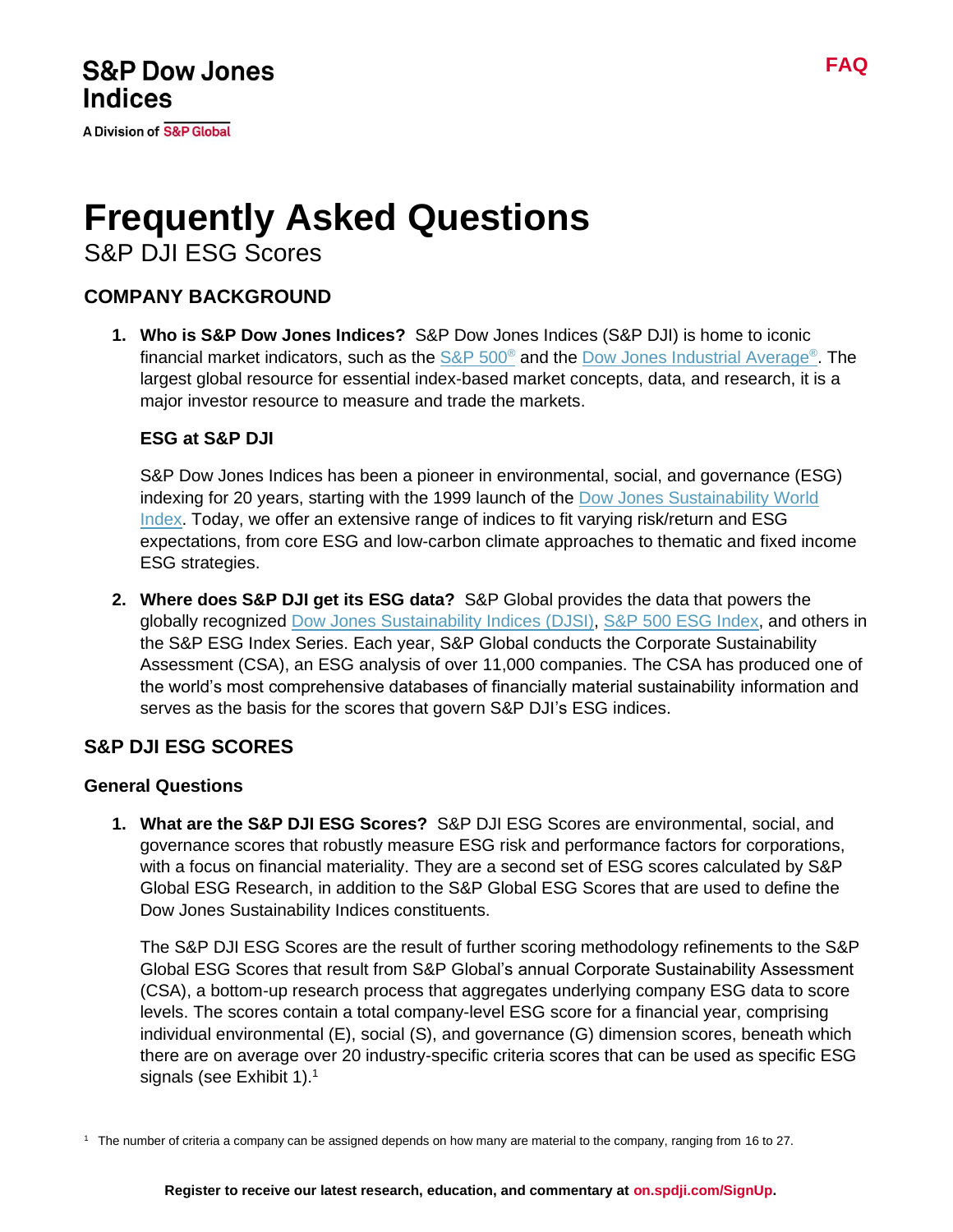S&P Dow Jones Indices

A Division of S&P Global

FAQ

# Frequently Asked Questions

S&P DJI ESG Scores

## COMPANY BACKGROUND

1. **Who is S&P Dow Jones Indices?** S&P Dow Jones Indices (S&P DJI) is home to iconic financial market indicators, such as the S&P 500® and the Dow Jones Industrial Average®. The largest global resource for essential index-based market concepts, data, and research, it is a major investor resource to measure and trade the markets.

   **ESG at S&P DJI**

   S&P Dow Jones Indices has been a pioneer in environmental, social, and governance (ESG) indexing for 20 years, starting with the 1999 launch of the Dow Jones Sustainability World Index. Today, we offer an extensive range of indices to fit varying risk/return and ESG expectations, from core ESG and low-carbon climate approaches to thematic and fixed income ESG strategies.

2. **Where does S&P DJI get its ESG data?** S&P Global provides the data that powers the globally recognized Dow Jones Sustainability Indices (DJSI), S&P 500 ESG Index, and others in the S&P ESG Index Series. Each year, S&P Global conducts the Corporate Sustainability Assessment (CSA), an ESG analysis of over 11,000 companies. The CSA has produced one of the world's most comprehensive databases of financially material sustainability information and serves as the basis for the scores that govern S&P DJI's ESG indices.

## S&P DJI ESG SCORES

### General Questions

1. **What are the S&P DJI ESG Scores?** S&P DJI ESG Scores are environmental, social, and governance scores that robustly measure ESG risk and performance factors for corporations, with a focus on financial materiality. They are a second set of ESG scores calculated by S&P Global ESG Research, in addition to the S&P Global ESG Scores that are used to define the Dow Jones Sustainability Indices constituents.

   The S&P DJI ESG Scores are the result of further scoring methodology refinements to the S&P Global ESG Scores that result from S&P Global's annual Corporate Sustainability Assessment (CSA), a bottom-up research process that aggregates underlying company ESG data to score levels. The scores contain a total company-level ESG score for a financial year, comprising individual environmental (E), social (S), and governance (G) dimension scores, beneath which there are on average over 20 industry-specific criteria scores that can be used as specific ESG signals (see Exhibit 1).[1]

[1] The number of criteria a company can be assigned depends on how many are material to the company, ranging from 16 to 27.

Register to receive our latest research, education, and commentary at on.spdji.com/SignUp.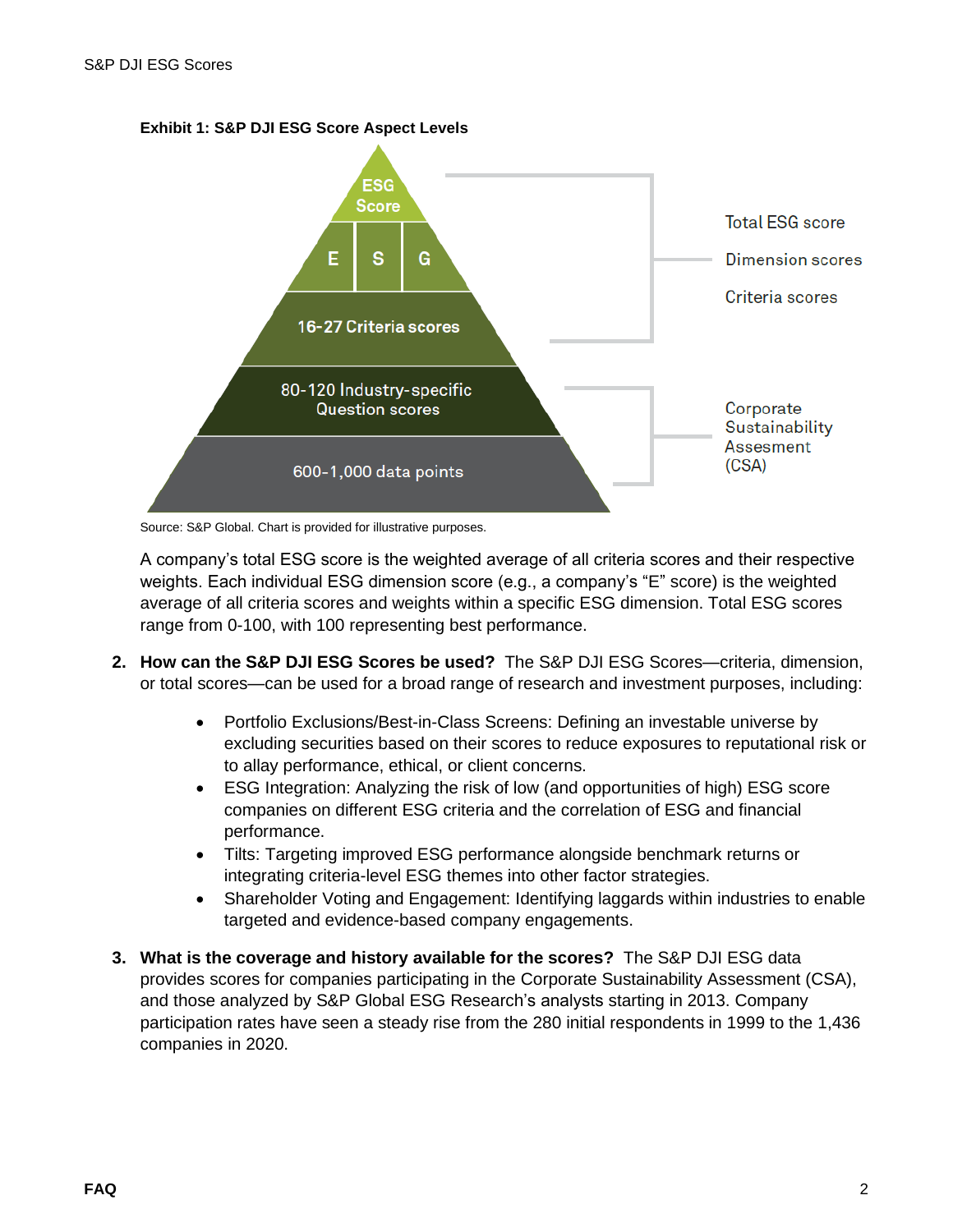**Exhibit 1: S&P DJI ESG Score Aspect Levels**

Source: S&P Global. Chart is provided for illustrative purposes.

A company's total ESG score is the weighted average of all criteria scores and their respective weights. Each individual ESG dimension score (e.g., a company's "E" score) is the weighted average of all criteria scores and weights within a specific ESG dimension. Total ESG scores range from 0-100, with 100 representing best performance.

2. **How can the S&P DJI ESG Scores be used?** The S&P DJI ESG Scores—criteria, dimension, or total scores—can be used for a broad range of research and investment purposes, including:

   - Portfolio Exclusions/Best-in-Class Screens: Defining an investable universe by excluding securities based on their scores to reduce exposures to reputational risk or to allay performance, ethical, or client concerns.
   - ESG Integration: Analyzing the risk of low (and opportunities of high) ESG score companies on different ESG criteria and the correlation of ESG and financial performance.
   - Tilts: Targeting improved ESG performance alongside benchmark returns or integrating criteria-level ESG themes into other factor strategies.
   - Shareholder Voting and Engagement: Identifying laggards within industries to enable targeted and evidence-based company engagements.

3. **What is the coverage and history available for the scores?** The S&P DJI ESG data provides scores for companies participating in the Corporate Sustainability Assessment (CSA), and those analyzed by S&P Global ESG Research's analysts starting in 2013. Company participation rates have seen a steady rise from the 280 initial respondents in 1999 to the 1,436 companies in 2020.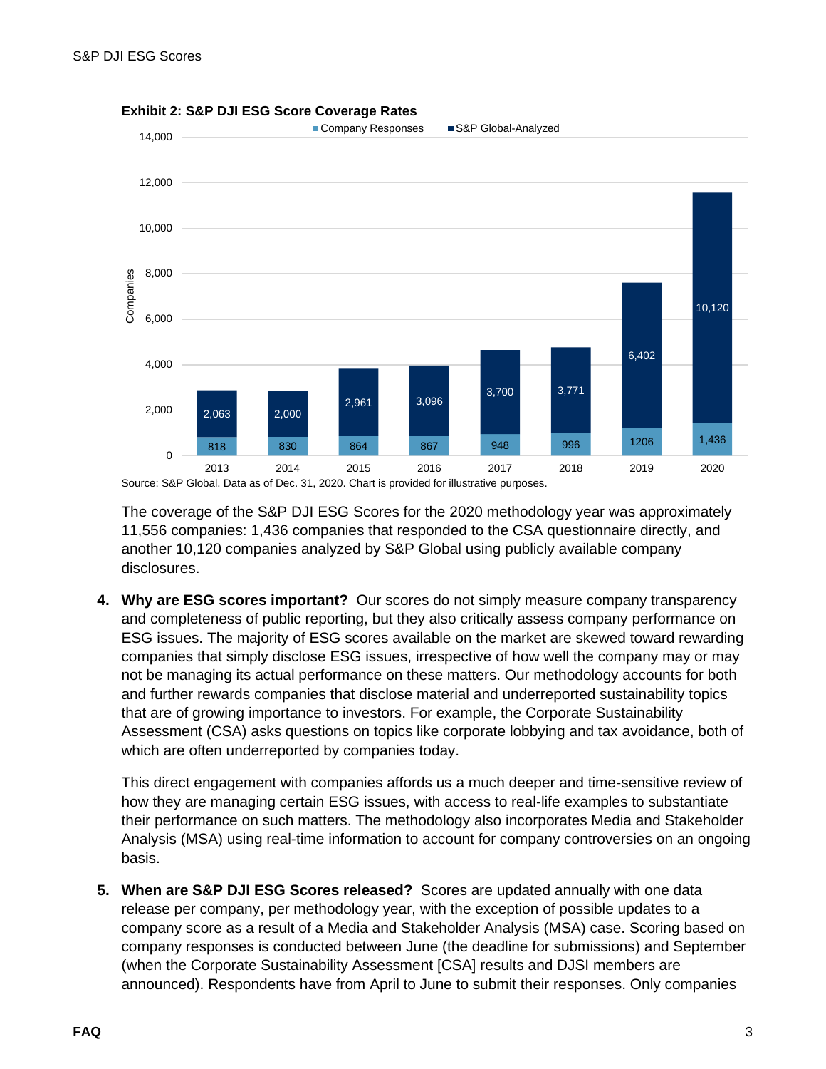**Exhibit 2: S&P DJI ESG Score Coverage Rates**

| Year | Company Responses | S&P Global-Analyzed |
|---|---|---|
| 2013 | 818 | 2,063 |
| 2014 | 830 | 2,000 |
| 2015 | 864 | 2,961 |
| 2016 | 867 | 3,096 |
| 2017 | 948 | 3,700 |
| 2018 | 996 | 3,771 |
| 2019 | 1206 | 6,402 |
| 2020 | 1,436 | 10,120 |

Source: S&P Global. Data as of Dec. 31, 2020. Chart is provided for illustrative purposes.

The coverage of the S&P DJI ESG Scores for the 2020 methodology year was approximately 11,556 companies: 1,436 companies that responded to the CSA questionnaire directly, and another 10,120 companies analyzed by S&P Global using publicly available company disclosures.

4. **Why are ESG scores important?** Our scores do not simply measure company transparency and completeness of public reporting, but they also critically assess company performance on ESG issues. The majority of ESG scores available on the market are skewed toward rewarding companies that simply disclose ESG issues, irrespective of how well the company may or may not be managing its actual performance on these matters. Our methodology accounts for both and further rewards companies that disclose material and underreported sustainability topics that are of growing importance to investors. For example, the Corporate Sustainability Assessment (CSA) asks questions on topics like corporate lobbying and tax avoidance, both of which are often underreported by companies today.

   This direct engagement with companies affords us a much deeper and time-sensitive review of how they are managing certain ESG issues, with access to real-life examples to substantiate their performance on such matters. The methodology also incorporates Media and Stakeholder Analysis (MSA) using real-time information to account for company controversies on an ongoing basis.

5. **When are S&P DJI ESG Scores released?** Scores are updated annually with one data release per company, per methodology year, with the exception of possible updates to a company score as a result of a Media and Stakeholder Analysis (MSA) case. Scoring based on company responses is conducted between June (the deadline for submissions) and September (when the Corporate Sustainability Assessment [CSA] results and DJSI members are announced). Respondents have from April to June to submit their responses. Only companies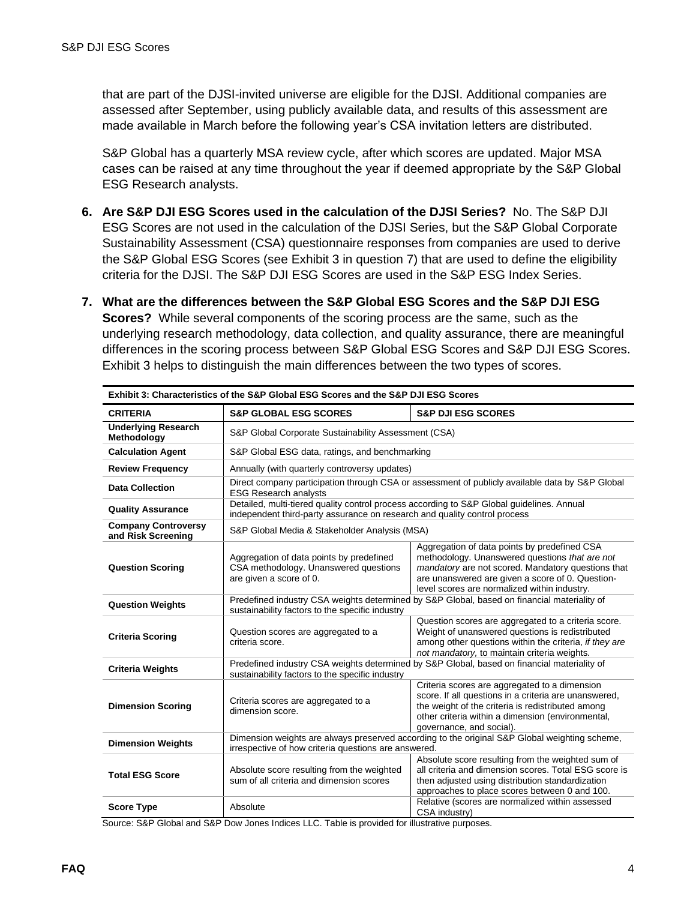that are part of the DJSI-invited universe are eligible for the DJSI. Additional companies are assessed after September, using publicly available data, and results of this assessment are made available in March before the following year's CSA invitation letters are distributed.

S&P Global has a quarterly MSA review cycle, after which scores are updated. Major MSA cases can be raised at any time throughout the year if deemed appropriate by the S&P Global ESG Research analysts.

6. **Are S&P DJI ESG Scores used in the calculation of the DJSI Series?** No. The S&P DJI ESG Scores are not used in the calculation of the DJSI Series, but the S&P Global Corporate Sustainability Assessment (CSA) questionnaire responses from companies are used to derive the S&P Global ESG Scores (see Exhibit 3 in question 7) that are used to define the eligibility criteria for the DJSI. The S&P DJI ESG Scores are used in the S&P ESG Index Series.

7. **What are the differences between the S&P Global ESG Scores and the S&P DJI ESG Scores?** While several components of the scoring process are the same, such as the underlying research methodology, data collection, and quality assurance, there are meaningful differences in the scoring process between S&P Global ESG Scores and S&P DJI ESG Scores. Exhibit 3 helps to distinguish the main differences between the two types of scores.

**Exhibit 3: Characteristics of the S&P Global ESG Scores and the S&P DJI ESG Scores**

| CRITERIA | S&P GLOBAL ESG SCORES | S&P DJI ESG SCORES |
|---|---|---|
| **Underlying Research Methodology** | S&P Global Corporate Sustainability Assessment (CSA) | |
| **Calculation Agent** | S&P Global ESG data, ratings, and benchmarking | |
| **Review Frequency** | Annually (with quarterly controversy updates) | |
| **Data Collection** | Direct company participation through CSA or assessment of publicly available data by S&P Global ESG Research analysts | |
| **Quality Assurance** | Detailed, multi-tiered quality control process according to S&P Global guidelines. Annual independent third-party assurance on research and quality control process | |
| **Company Controversy and Risk Screening** | S&P Global Media & Stakeholder Analysis (MSA) | |
| **Question Scoring** | Aggregation of data points by predefined CSA methodology. Unanswered questions are given a score of 0. | Aggregation of data points by predefined CSA methodology. Unanswered questions *that are not mandatory* are not scored. Mandatory questions that are unanswered are given a score of 0. Question-level scores are normalized within industry. |
| **Question Weights** | Predefined industry CSA weights determined by S&P Global, based on financial materiality of sustainability factors to the specific industry | |
| **Criteria Scoring** | Question scores are aggregated to a criteria score. | Question scores are aggregated to a criteria score. Weight of unanswered questions is redistributed among other questions within the criteria, *if they are not mandatory,* to maintain criteria weights. |
| **Criteria Weights** | Predefined industry CSA weights determined by S&P Global, based on financial materiality of sustainability factors to the specific industry | |
| **Dimension Scoring** | Criteria scores are aggregated to a dimension score. | Criteria scores are aggregated to a dimension score. If all questions in a criteria are unanswered, the weight of the criteria is redistributed among other criteria within a dimension (environmental, governance, and social). |
| **Dimension Weights** | Dimension weights are always preserved according to the original S&P Global weighting scheme, irrespective of how criteria questions are answered. | |
| **Total ESG Score** | Absolute score resulting from the weighted sum of all criteria and dimension scores | Absolute score resulting from the weighted sum of all criteria and dimension scores. Total ESG score is then adjusted using distribution standardization approaches to place scores between 0 and 100. |
| **Score Type** | Absolute | Relative (scores are normalized within assessed CSA industry) |

Source: S&P Global and S&P Dow Jones Indices LLC. Table is provided for illustrative purposes.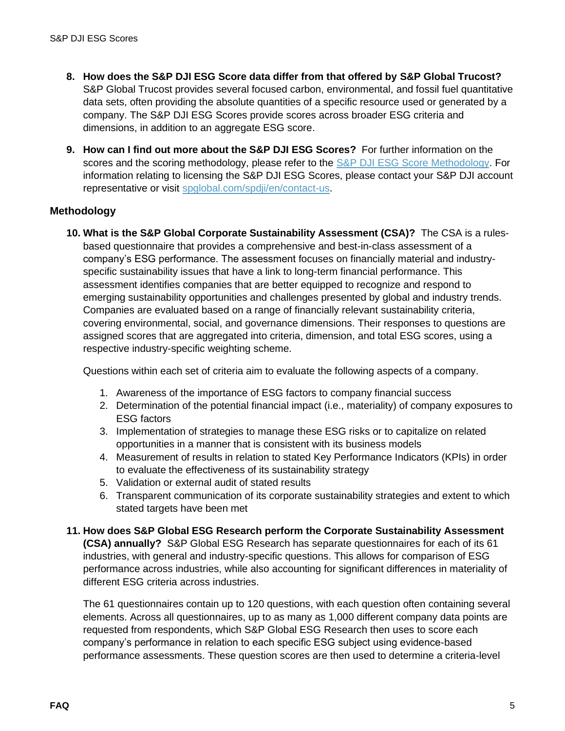8. **How does the S&P DJI ESG Score data differ from that offered by S&P Global Trucost?** S&P Global Trucost provides several focused carbon, environmental, and fossil fuel quantitative data sets, often providing the absolute quantities of a specific resource used or generated by a company. The S&P DJI ESG Scores provide scores across broader ESG criteria and dimensions, in addition to an aggregate ESG score.

9. **How can I find out more about the S&P DJI ESG Scores?** For further information on the scores and the scoring methodology, please refer to the S&P DJI ESG Score Methodology. For information relating to licensing the S&P DJI ESG Scores, please contact your S&P DJI account representative or visit spglobal.com/spdji/en/contact-us.

### Methodology

10. **What is the S&P Global Corporate Sustainability Assessment (CSA)?** The CSA is a rules-based questionnaire that provides a comprehensive and best-in-class assessment of a company's ESG performance. The assessment focuses on financially material and industry-specific sustainability issues that have a link to long-term financial performance. This assessment identifies companies that are better equipped to recognize and respond to emerging sustainability opportunities and challenges presented by global and industry trends. Companies are evaluated based on a range of financially relevant sustainability criteria, covering environmental, social, and governance dimensions. Their responses to questions are assigned scores that are aggregated into criteria, dimension, and total ESG scores, using a respective industry-specific weighting scheme.

    Questions within each set of criteria aim to evaluate the following aspects of a company.

    1. Awareness of the importance of ESG factors to company financial success
    2. Determination of the potential financial impact (i.e., materiality) of company exposures to ESG factors
    3. Implementation of strategies to manage these ESG risks or to capitalize on related opportunities in a manner that is consistent with its business models
    4. Measurement of results in relation to stated Key Performance Indicators (KPIs) in order to evaluate the effectiveness of its sustainability strategy
    5. Validation or external audit of stated results
    6. Transparent communication of its corporate sustainability strategies and extent to which stated targets have been met

11. **How does S&P Global ESG Research perform the Corporate Sustainability Assessment (CSA) annually?** S&P Global ESG Research has separate questionnaires for each of its 61 industries, with general and industry-specific questions. This allows for comparison of ESG performance across industries, while also accounting for significant differences in materiality of different ESG criteria across industries.

    The 61 questionnaires contain up to 120 questions, with each question often containing several elements. Across all questionnaires, up to as many as 1,000 different company data points are requested from respondents, which S&P Global ESG Research then uses to score each company's performance in relation to each specific ESG subject using evidence-based performance assessments. These question scores are then used to determine a criteria-level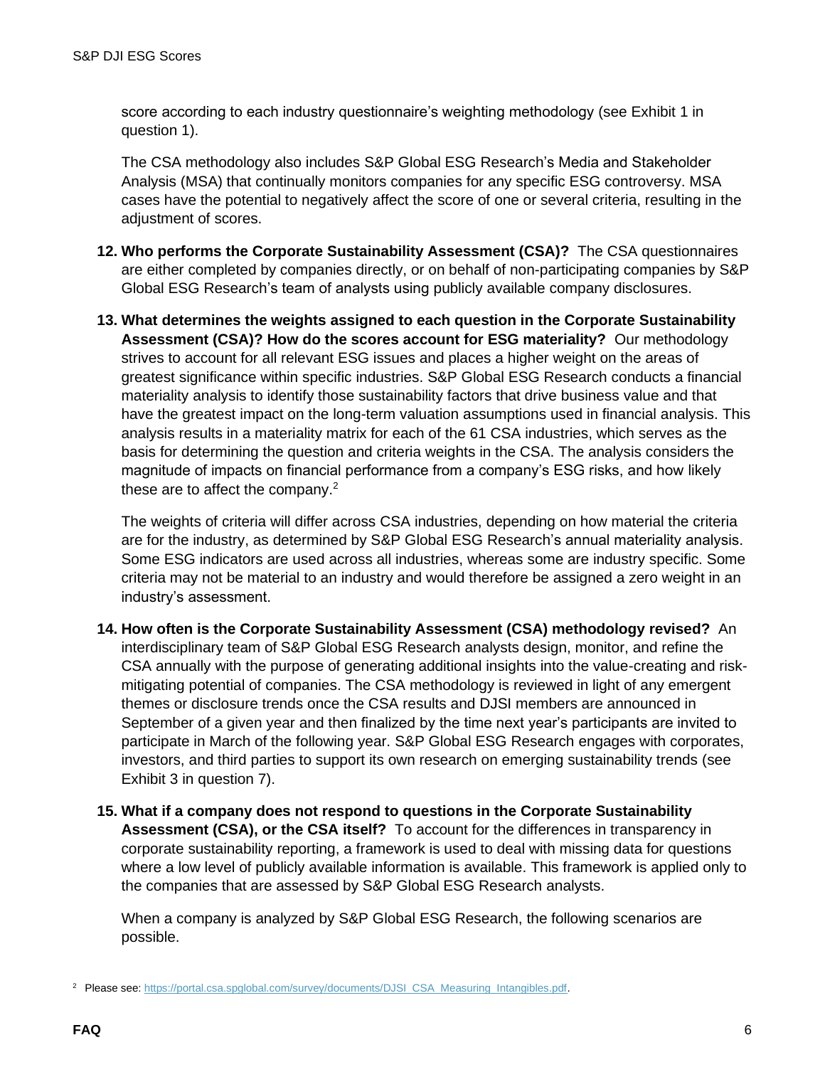score according to each industry questionnaire's weighting methodology (see Exhibit 1 in question 1).

The CSA methodology also includes S&P Global ESG Research's Media and Stakeholder Analysis (MSA) that continually monitors companies for any specific ESG controversy. MSA cases have the potential to negatively affect the score of one or several criteria, resulting in the adjustment of scores.

12. **Who performs the Corporate Sustainability Assessment (CSA)?** The CSA questionnaires are either completed by companies directly, or on behalf of non-participating companies by S&P Global ESG Research's team of analysts using publicly available company disclosures.

13. **What determines the weights assigned to each question in the Corporate Sustainability Assessment (CSA)? How do the scores account for ESG materiality?** Our methodology strives to account for all relevant ESG issues and places a higher weight on the areas of greatest significance within specific industries. S&P Global ESG Research conducts a financial materiality analysis to identify those sustainability factors that drive business value and that have the greatest impact on the long-term valuation assumptions used in financial analysis. This analysis results in a materiality matrix for each of the 61 CSA industries, which serves as the basis for determining the question and criteria weights in the CSA. The analysis considers the magnitude of impacts on financial performance from a company's ESG risks, and how likely these are to affect the company.[2]

    The weights of criteria will differ across CSA industries, depending on how material the criteria are for the industry, as determined by S&P Global ESG Research's annual materiality analysis. Some ESG indicators are used across all industries, whereas some are industry specific. Some criteria may not be material to an industry and would therefore be assigned a zero weight in an industry's assessment.

14. **How often is the Corporate Sustainability Assessment (CSA) methodology revised?** An interdisciplinary team of S&P Global ESG Research analysts design, monitor, and refine the CSA annually with the purpose of generating additional insights into the value-creating and risk-mitigating potential of companies. The CSA methodology is reviewed in light of any emergent themes or disclosure trends once the CSA results and DJSI members are announced in September of a given year and then finalized by the time next year's participants are invited to participate in March of the following year. S&P Global ESG Research engages with corporates, investors, and third parties to support its own research on emerging sustainability trends (see Exhibit 3 in question 7).

15. **What if a company does not respond to questions in the Corporate Sustainability Assessment (CSA), or the CSA itself?** To account for the differences in transparency in corporate sustainability reporting, a framework is used to deal with missing data for questions where a low level of publicly available information is available. This framework is applied only to the companies that are assessed by S&P Global ESG Research analysts.

    When a company is analyzed by S&P Global ESG Research, the following scenarios are possible.

[2] Please see: https://portal.csa.spglobal.com/survey/documents/DJSI_CSA_Measuring_Intangibles.pdf.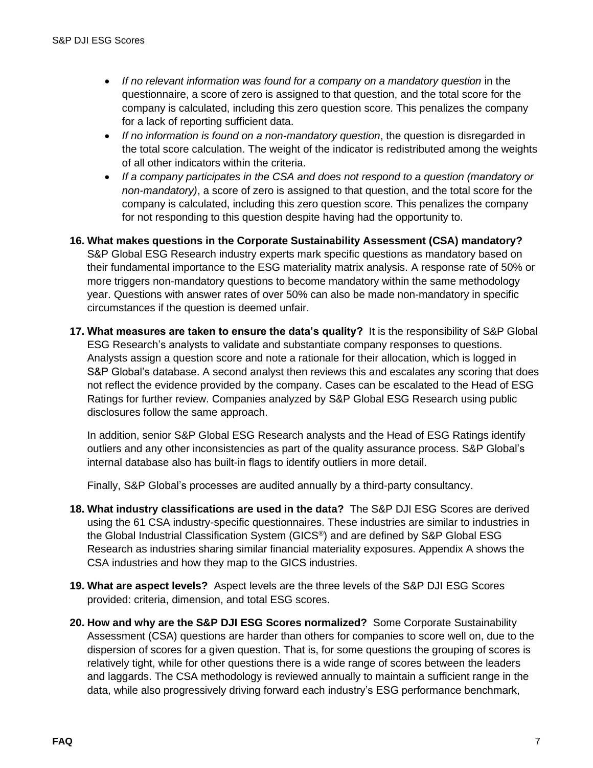- *If no relevant information was found for a company on a mandatory question* in the questionnaire, a score of zero is assigned to that question, and the total score for the company is calculated, including this zero question score. This penalizes the company for a lack of reporting sufficient data.
- *If no information is found on a non-mandatory question*, the question is disregarded in the total score calculation. The weight of the indicator is redistributed among the weights of all other indicators within the criteria.
- *If a company participates in the CSA and does not respond to a question (mandatory or non-mandatory)*, a score of zero is assigned to that question, and the total score for the company is calculated, including this zero question score. This penalizes the company for not responding to this question despite having had the opportunity to.

16. **What makes questions in the Corporate Sustainability Assessment (CSA) mandatory?** S&P Global ESG Research industry experts mark specific questions as mandatory based on their fundamental importance to the ESG materiality matrix analysis. A response rate of 50% or more triggers non-mandatory questions to become mandatory within the same methodology year. Questions with answer rates of over 50% can also be made non-mandatory in specific circumstances if the question is deemed unfair.

17. **What measures are taken to ensure the data's quality?** It is the responsibility of S&P Global ESG Research's analysts to validate and substantiate company responses to questions. Analysts assign a question score and note a rationale for their allocation, which is logged in S&P Global's database. A second analyst then reviews this and escalates any scoring that does not reflect the evidence provided by the company. Cases can be escalated to the Head of ESG Ratings for further review. Companies analyzed by S&P Global ESG Research using public disclosures follow the same approach.

    In addition, senior S&P Global ESG Research analysts and the Head of ESG Ratings identify outliers and any other inconsistencies as part of the quality assurance process. S&P Global's internal database also has built-in flags to identify outliers in more detail.

    Finally, S&P Global's processes are audited annually by a third-party consultancy.

18. **What industry classifications are used in the data?** The S&P DJI ESG Scores are derived using the 61 CSA industry-specific questionnaires. These industries are similar to industries in the Global Industrial Classification System (GICS®) and are defined by S&P Global ESG Research as industries sharing similar financial materiality exposures. Appendix A shows the CSA industries and how they map to the GICS industries.

19. **What are aspect levels?** Aspect levels are the three levels of the S&P DJI ESG Scores provided: criteria, dimension, and total ESG scores.

20. **How and why are the S&P DJI ESG Scores normalized?** Some Corporate Sustainability Assessment (CSA) questions are harder than others for companies to score well on, due to the dispersion of scores for a given question. That is, for some questions the grouping of scores is relatively tight, while for other questions there is a wide range of scores between the leaders and laggards. The CSA methodology is reviewed annually to maintain a sufficient range in the data, while also progressively driving forward each industry's ESG performance benchmark,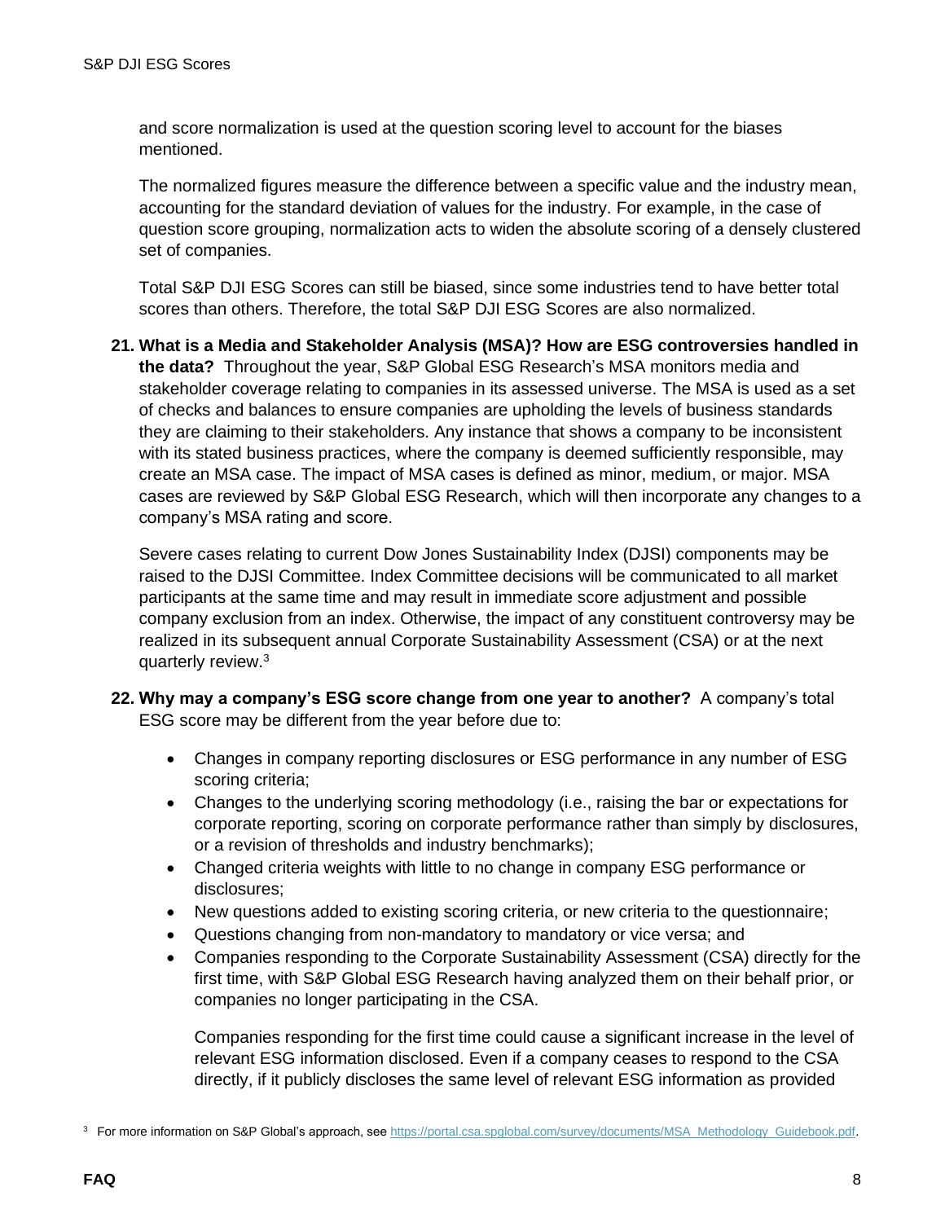and score normalization is used at the question scoring level to account for the biases mentioned.

The normalized figures measure the difference between a specific value and the industry mean, accounting for the standard deviation of values for the industry. For example, in the case of question score grouping, normalization acts to widen the absolute scoring of a densely clustered set of companies.

Total S&P DJI ESG Scores can still be biased, since some industries tend to have better total scores than others. Therefore, the total S&P DJI ESG Scores are also normalized.

21. **What is a Media and Stakeholder Analysis (MSA)? How are ESG controversies handled in the data?** Throughout the year, S&P Global ESG Research's MSA monitors media and stakeholder coverage relating to companies in its assessed universe. The MSA is used as a set of checks and balances to ensure companies are upholding the levels of business standards they are claiming to their stakeholders. Any instance that shows a company to be inconsistent with its stated business practices, where the company is deemed sufficiently responsible, may create an MSA case. The impact of MSA cases is defined as minor, medium, or major. MSA cases are reviewed by S&P Global ESG Research, which will then incorporate any changes to a company's MSA rating and score.

    Severe cases relating to current Dow Jones Sustainability Index (DJSI) components may be raised to the DJSI Committee. Index Committee decisions will be communicated to all market participants at the same time and may result in immediate score adjustment and possible company exclusion from an index. Otherwise, the impact of any constituent controversy may be realized in its subsequent annual Corporate Sustainability Assessment (CSA) or at the next quarterly review.[3]

22. **Why may a company's ESG score change from one year to another?** A company's total ESG score may be different from the year before due to:

    - Changes in company reporting disclosures or ESG performance in any number of ESG scoring criteria;
    - Changes to the underlying scoring methodology (i.e., raising the bar or expectations for corporate reporting, scoring on corporate performance rather than simply by disclosures, or a revision of thresholds and industry benchmarks);
    - Changed criteria weights with little to no change in company ESG performance or disclosures;
    - New questions added to existing scoring criteria, or new criteria to the questionnaire;
    - Questions changing from non-mandatory to mandatory or vice versa; and
    - Companies responding to the Corporate Sustainability Assessment (CSA) directly for the first time, with S&P Global ESG Research having analyzed them on their behalf prior, or companies no longer participating in the CSA.

      Companies responding for the first time could cause a significant increase in the level of relevant ESG information disclosed. Even if a company ceases to respond to the CSA directly, if it publicly discloses the same level of relevant ESG information as provided

[3] For more information on S&P Global's approach, see https://portal.csa.spglobal.com/survey/documents/MSA_Methodology_Guidebook.pdf.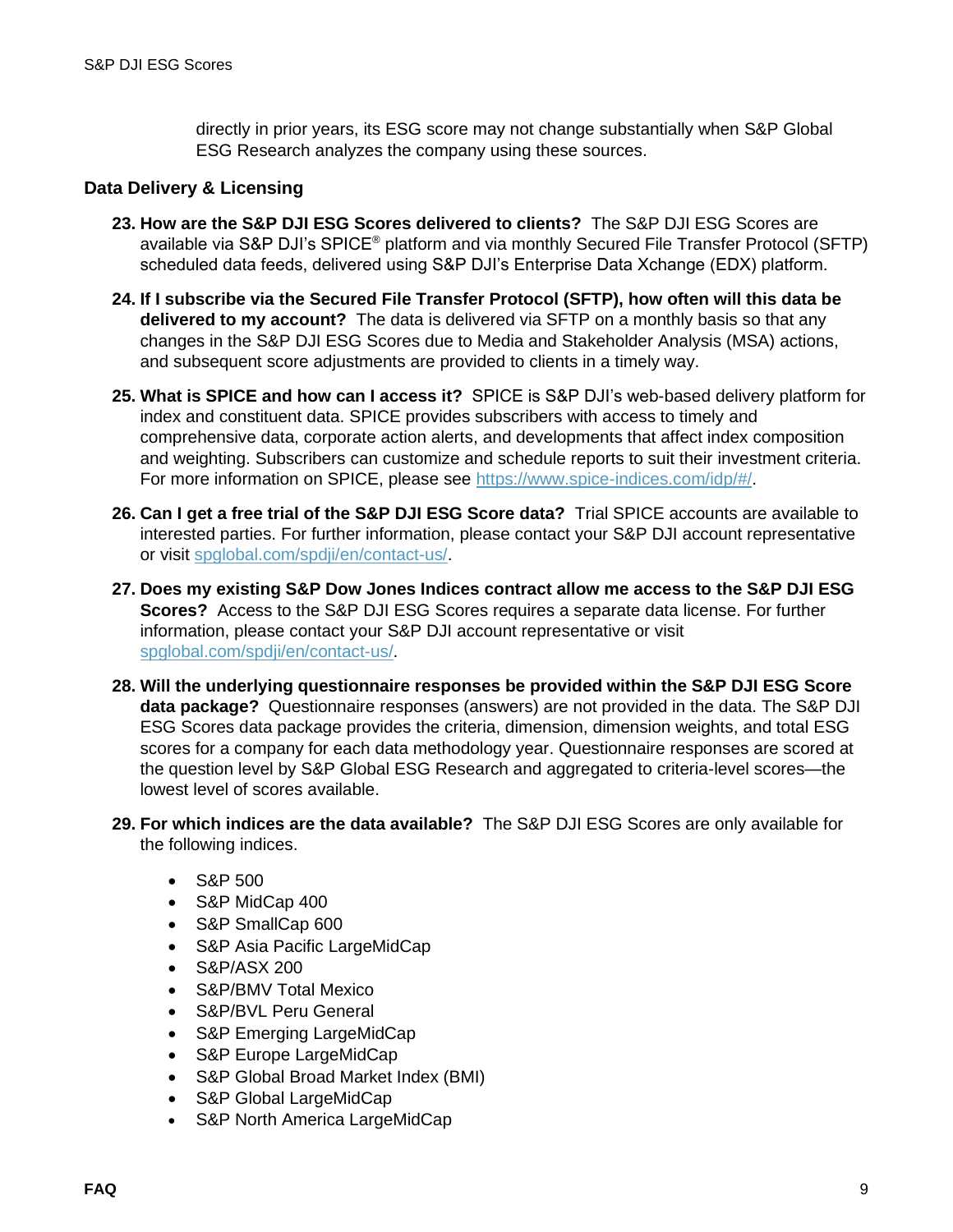directly in prior years, its ESG score may not change substantially when S&P Global ESG Research analyzes the company using these sources.

### Data Delivery & Licensing

23. **How are the S&P DJI ESG Scores delivered to clients?** The S&P DJI ESG Scores are available via S&P DJI's SPICE® platform and via monthly Secured File Transfer Protocol (SFTP) scheduled data feeds, delivered using S&P DJI's Enterprise Data Xchange (EDX) platform.

24. **If I subscribe via the Secured File Transfer Protocol (SFTP), how often will this data be delivered to my account?** The data is delivered via SFTP on a monthly basis so that any changes in the S&P DJI ESG Scores due to Media and Stakeholder Analysis (MSA) actions, and subsequent score adjustments are provided to clients in a timely way.

25. **What is SPICE and how can I access it?** SPICE is S&P DJI's web-based delivery platform for index and constituent data. SPICE provides subscribers with access to timely and comprehensive data, corporate action alerts, and developments that affect index composition and weighting. Subscribers can customize and schedule reports to suit their investment criteria. For more information on SPICE, please see [https://www.spice-indices.com/idp/#/](https://www.spice-indices.com/idp/#/).

26. **Can I get a free trial of the S&P DJI ESG Score data?** Trial SPICE accounts are available to interested parties. For further information, please contact your S&P DJI account representative or visit [spglobal.com/spdji/en/contact-us/](spglobal.com/spdji/en/contact-us/).

27. **Does my existing S&P Dow Jones Indices contract allow me access to the S&P DJI ESG Scores?** Access to the S&P DJI ESG Scores requires a separate data license. For further information, please contact your S&P DJI account representative or visit [spglobal.com/spdji/en/contact-us/](spglobal.com/spdji/en/contact-us/).

28. **Will the underlying questionnaire responses be provided within the S&P DJI ESG Score data package?** Questionnaire responses (answers) are not provided in the data. The S&P DJI ESG Scores data package provides the criteria, dimension, dimension weights, and total ESG scores for a company for each data methodology year. Questionnaire responses are scored at the question level by S&P Global ESG Research and aggregated to criteria-level scores—the lowest level of scores available.

29. **For which indices are the data available?** The S&P DJI ESG Scores are only available for the following indices.

    - S&P 500
    - S&P MidCap 400
    - S&P SmallCap 600
    - S&P Asia Pacific LargeMidCap
    - S&P/ASX 200
    - S&P/BMV Total Mexico
    - S&P/BVL Peru General
    - S&P Emerging LargeMidCap
    - S&P Europe LargeMidCap
    - S&P Global Broad Market Index (BMI)
    - S&P Global LargeMidCap
    - S&P North America LargeMidCap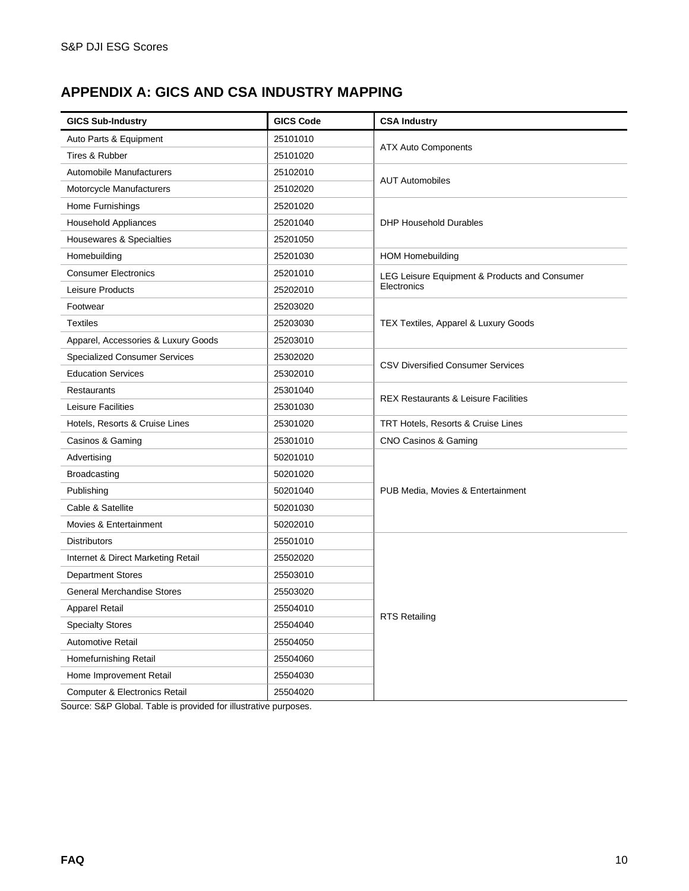## APPENDIX A: GICS AND CSA INDUSTRY MAPPING

| GICS Sub-Industry | GICS Code | CSA Industry |
|---|---|---|
| Auto Parts & Equipment | 25101010 | ATX Auto Components |
| Tires & Rubber | 25101020 | |
| Automobile Manufacturers | 25102010 | AUT Automobiles |
| Motorcycle Manufacturers | 25102020 | |
| Home Furnishings | 25201020 | DHP Household Durables |
| Household Appliances | 25201040 | |
| Housewares & Specialties | 25201050 | |
| Homebuilding | 25201030 | HOM Homebuilding |
| Consumer Electronics | 25201010 | LEG Leisure Equipment & Products and Consumer Electronics |
| Leisure Products | 25202010 | |
| Footwear | 25203020 | TEX Textiles, Apparel & Luxury Goods |
| Textiles | 25203030 | |
| Apparel, Accessories & Luxury Goods | 25203010 | |
| Specialized Consumer Services | 25302020 | CSV Diversified Consumer Services |
| Education Services | 25302010 | |
| Restaurants | 25301040 | REX Restaurants & Leisure Facilities |
| Leisure Facilities | 25301030 | |
| Hotels, Resorts & Cruise Lines | 25301020 | TRT Hotels, Resorts & Cruise Lines |
| Casinos & Gaming | 25301010 | CNO Casinos & Gaming |
| Advertising | 50201010 | PUB Media, Movies & Entertainment |
| Broadcasting | 50201020 | |
| Publishing | 50201040 | |
| Cable & Satellite | 50201030 | |
| Movies & Entertainment | 50202010 | |
| Distributors | 25501010 | RTS Retailing |
| Internet & Direct Marketing Retail | 25502020 | |
| Department Stores | 25503010 | |
| General Merchandise Stores | 25503020 | |
| Apparel Retail | 25504010 | |
| Specialty Stores | 25504040 | |
| Automotive Retail | 25504050 | |
| Homefurnishing Retail | 25504060 | |
| Home Improvement Retail | 25504030 | |
| Computer & Electronics Retail | 25504020 | |

Source: S&P Global. Table is provided for illustrative purposes.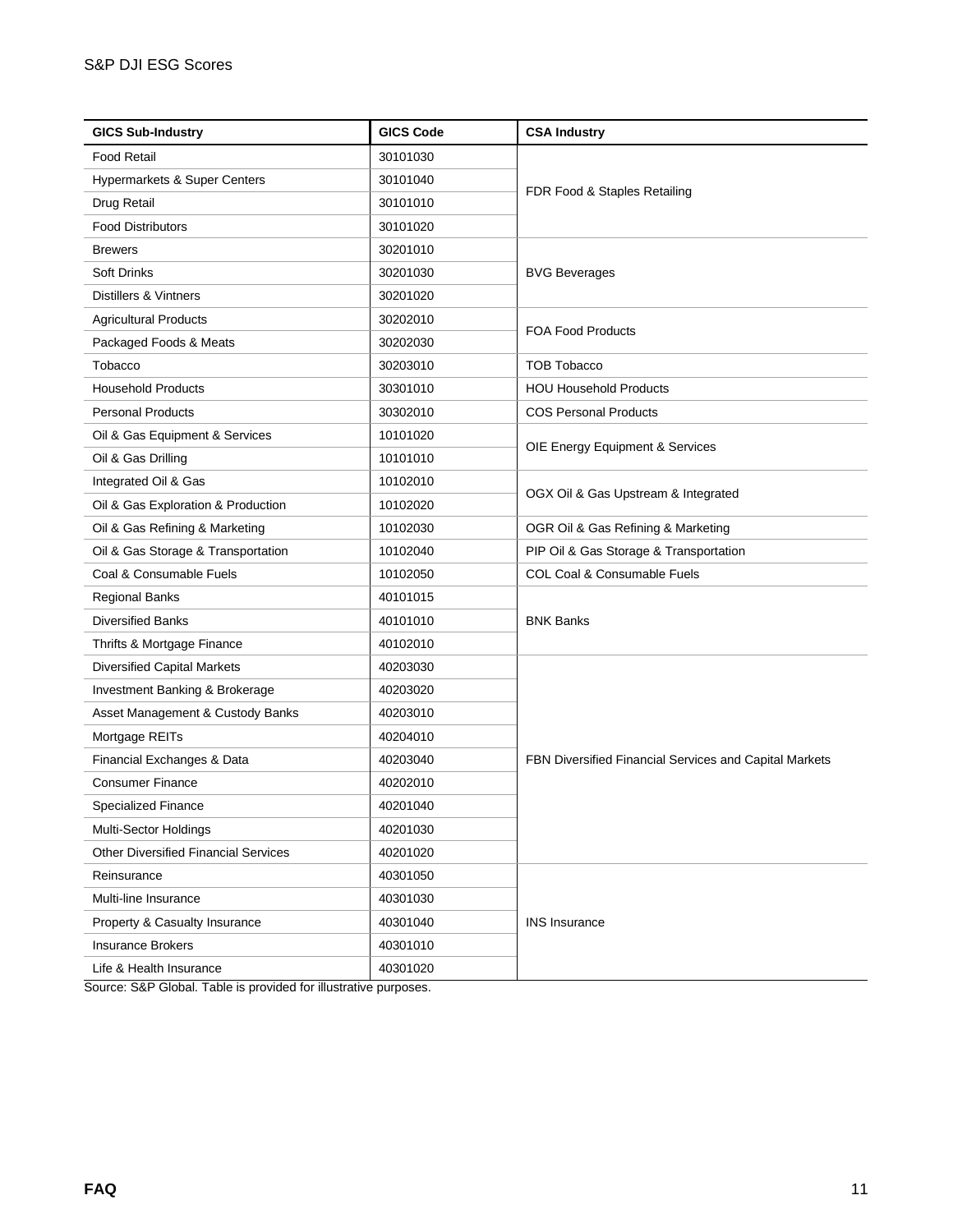| GICS Sub-Industry | GICS Code | CSA Industry |
|---|---|---|
| Food Retail | 30101030 | FDR Food & Staples Retailing |
| Hypermarkets & Super Centers | 30101040 | |
| Drug Retail | 30101010 | |
| Food Distributors | 30101020 | |
| Brewers | 30201010 | BVG Beverages |
| Soft Drinks | 30201030 | |
| Distillers & Vintners | 30201020 | |
| Agricultural Products | 30202010 | FOA Food Products |
| Packaged Foods & Meats | 30202030 | |
| Tobacco | 30203010 | TOB Tobacco |
| Household Products | 30301010 | HOU Household Products |
| Personal Products | 30302010 | COS Personal Products |
| Oil & Gas Equipment & Services | 10101020 | OIE Energy Equipment & Services |
| Oil & Gas Drilling | 10101010 | |
| Integrated Oil & Gas | 10102010 | OGX Oil & Gas Upstream & Integrated |
| Oil & Gas Exploration & Production | 10102020 | |
| Oil & Gas Refining & Marketing | 10102030 | OGR Oil & Gas Refining & Marketing |
| Oil & Gas Storage & Transportation | 10102040 | PIP Oil & Gas Storage & Transportation |
| Coal & Consumable Fuels | 10102050 | COL Coal & Consumable Fuels |
| Regional Banks | 40101015 | BNK Banks |
| Diversified Banks | 40101010 | |
| Thrifts & Mortgage Finance | 40102010 | |
| Diversified Capital Markets | 40203030 | FBN Diversified Financial Services and Capital Markets |
| Investment Banking & Brokerage | 40203020 | |
| Asset Management & Custody Banks | 40203010 | |
| Mortgage REITs | 40204010 | |
| Financial Exchanges & Data | 40203040 | |
| Consumer Finance | 40202010 | |
| Specialized Finance | 40201040 | |
| Multi-Sector Holdings | 40201030 | |
| Other Diversified Financial Services | 40201020 | |
| Reinsurance | 40301050 | INS Insurance |
| Multi-line Insurance | 40301030 | |
| Property & Casualty Insurance | 40301040 | |
| Insurance Brokers | 40301010 | |
| Life & Health Insurance | 40301020 | |

Source: S&P Global. Table is provided for illustrative purposes.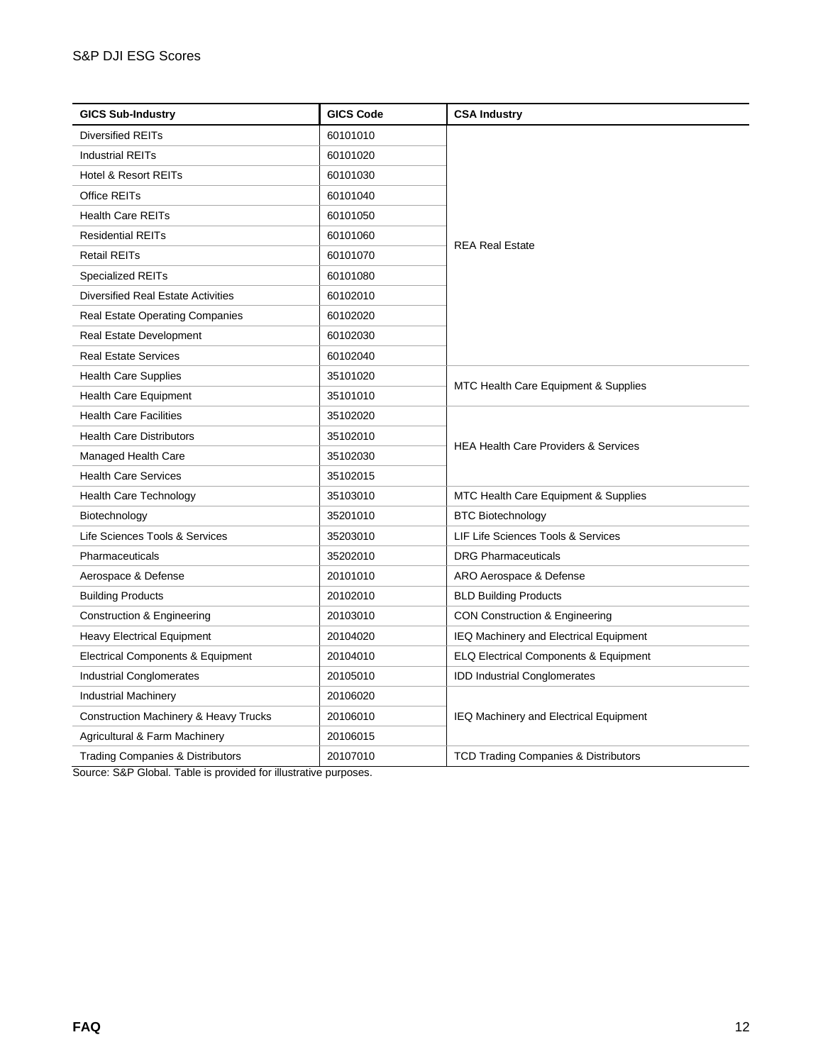| GICS Sub-Industry | GICS Code | CSA Industry |
| --- | --- | --- |
| Diversified REITs | 60101010 | REA Real Estate |
| Industrial REITs | 60101020 | |
| Hotel & Resort REITs | 60101030 | |
| Office REITs | 60101040 | |
| Health Care REITs | 60101050 | |
| Residential REITs | 60101060 | |
| Retail REITs | 60101070 | |
| Specialized REITs | 60101080 | |
| Diversified Real Estate Activities | 60102010 | |
| Real Estate Operating Companies | 60102020 | |
| Real Estate Development | 60102030 | |
| Real Estate Services | 60102040 | |
| Health Care Supplies | 35101020 | MTC Health Care Equipment & Supplies |
| Health Care Equipment | 35101010 | |
| Health Care Facilities | 35102020 | HEA Health Care Providers & Services |
| Health Care Distributors | 35102010 | |
| Managed Health Care | 35102030 | |
| Health Care Services | 35102015 | |
| Health Care Technology | 35103010 | MTC Health Care Equipment & Supplies |
| Biotechnology | 35201010 | BTC Biotechnology |
| Life Sciences Tools & Services | 35203010 | LIF Life Sciences Tools & Services |
| Pharmaceuticals | 35202010 | DRG Pharmaceuticals |
| Aerospace & Defense | 20101010 | ARO Aerospace & Defense |
| Building Products | 20102010 | BLD Building Products |
| Construction & Engineering | 20103010 | CON Construction & Engineering |
| Heavy Electrical Equipment | 20104020 | IEQ Machinery and Electrical Equipment |
| Electrical Components & Equipment | 20104010 | ELQ Electrical Components & Equipment |
| Industrial Conglomerates | 20105010 | IDD Industrial Conglomerates |
| Industrial Machinery | 20106020 | IEQ Machinery and Electrical Equipment |
| Construction Machinery & Heavy Trucks | 20106010 | |
| Agricultural & Farm Machinery | 20106015 | |
| Trading Companies & Distributors | 20107010 | TCD Trading Companies & Distributors |

Source: S&P Global. Table is provided for illustrative purposes.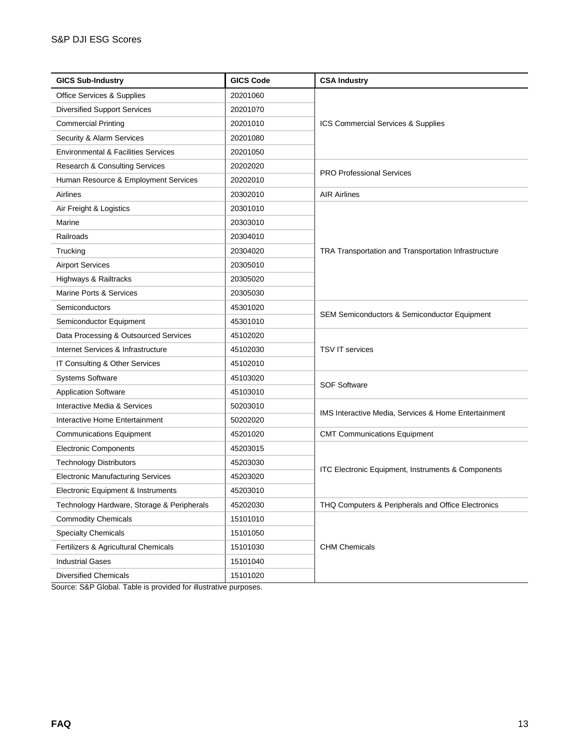| GICS Sub-Industry | GICS Code | CSA Industry |
|---|---|---|
| Office Services & Supplies | 20201060 | ICS Commercial Services & Supplies |
| Diversified Support Services | 20201070 | |
| Commercial Printing | 20201010 | |
| Security & Alarm Services | 20201080 | |
| Environmental & Facilities Services | 20201050 | |
| Research & Consulting Services | 20202020 | PRO Professional Services |
| Human Resource & Employment Services | 20202010 | |
| Airlines | 20302010 | AIR Airlines |
| Air Freight & Logistics | 20301010 | TRA Transportation and Transportation Infrastructure |
| Marine | 20303010 | |
| Railroads | 20304010 | |
| Trucking | 20304020 | |
| Airport Services | 20305010 | |
| Highways & Railtracks | 20305020 | |
| Marine Ports & Services | 20305030 | |
| Semiconductors | 45301020 | SEM Semiconductors & Semiconductor Equipment |
| Semiconductor Equipment | 45301010 | |
| Data Processing & Outsourced Services | 45102020 | TSV IT services |
| Internet Services & Infrastructure | 45102030 | |
| IT Consulting & Other Services | 45102010 | |
| Systems Software | 45103020 | SOF Software |
| Application Software | 45103010 | |
| Interactive Media & Services | 50203010 | IMS Interactive Media, Services & Home Entertainment |
| Interactive Home Entertainment | 50202020 | |
| Communications Equipment | 45201020 | CMT Communications Equipment |
| Electronic Components | 45203015 | ITC Electronic Equipment, Instruments & Components |
| Technology Distributors | 45203030 | |
| Electronic Manufacturing Services | 45203020 | |
| Electronic Equipment & Instruments | 45203010 | |
| Technology Hardware, Storage & Peripherals | 45202030 | THQ Computers & Peripherals and Office Electronics |
| Commodity Chemicals | 15101010 | CHM Chemicals |
| Specialty Chemicals | 15101050 | |
| Fertilizers & Agricultural Chemicals | 15101030 | |
| Industrial Gases | 15101040 | |
| Diversified Chemicals | 15101020 | |

Source: S&P Global. Table is provided for illustrative purposes.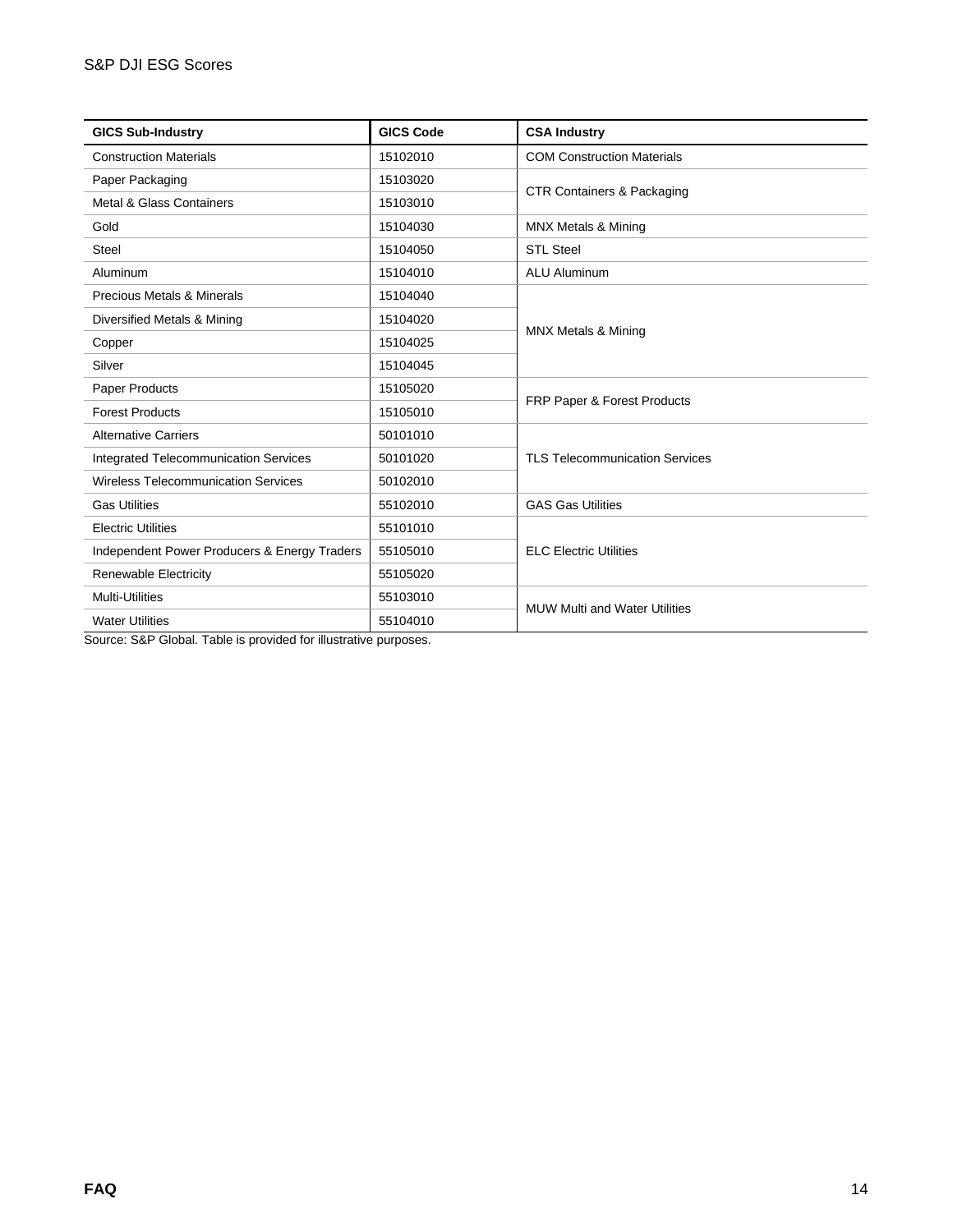| GICS Sub-Industry | GICS Code | CSA Industry |
| --- | --- | --- |
| Construction Materials | 15102010 | COM Construction Materials |
| Paper Packaging | 15103020 | CTR Containers & Packaging |
| Metal & Glass Containers | 15103010 | |
| Gold | 15104030 | MNX Metals & Mining |
| Steel | 15104050 | STL Steel |
| Aluminum | 15104010 | ALU Aluminum |
| Precious Metals & Minerals | 15104040 | MNX Metals & Mining |
| Diversified Metals & Mining | 15104020 | |
| Copper | 15104025 | |
| Silver | 15104045 | |
| Paper Products | 15105020 | FRP Paper & Forest Products |
| Forest Products | 15105010 | |
| Alternative Carriers | 50101010 | TLS Telecommunication Services |
| Integrated Telecommunication Services | 50101020 | |
| Wireless Telecommunication Services | 50102010 | |
| Gas Utilities | 55102010 | GAS Gas Utilities |
| Electric Utilities | 55101010 | ELC Electric Utilities |
| Independent Power Producers & Energy Traders | 55105010 | |
| Renewable Electricity | 55105020 | |
| Multi-Utilities | 55103010 | MUW Multi and Water Utilities |
| Water Utilities | 55104010 | |

Source: S&P Global. Table is provided for illustrative purposes.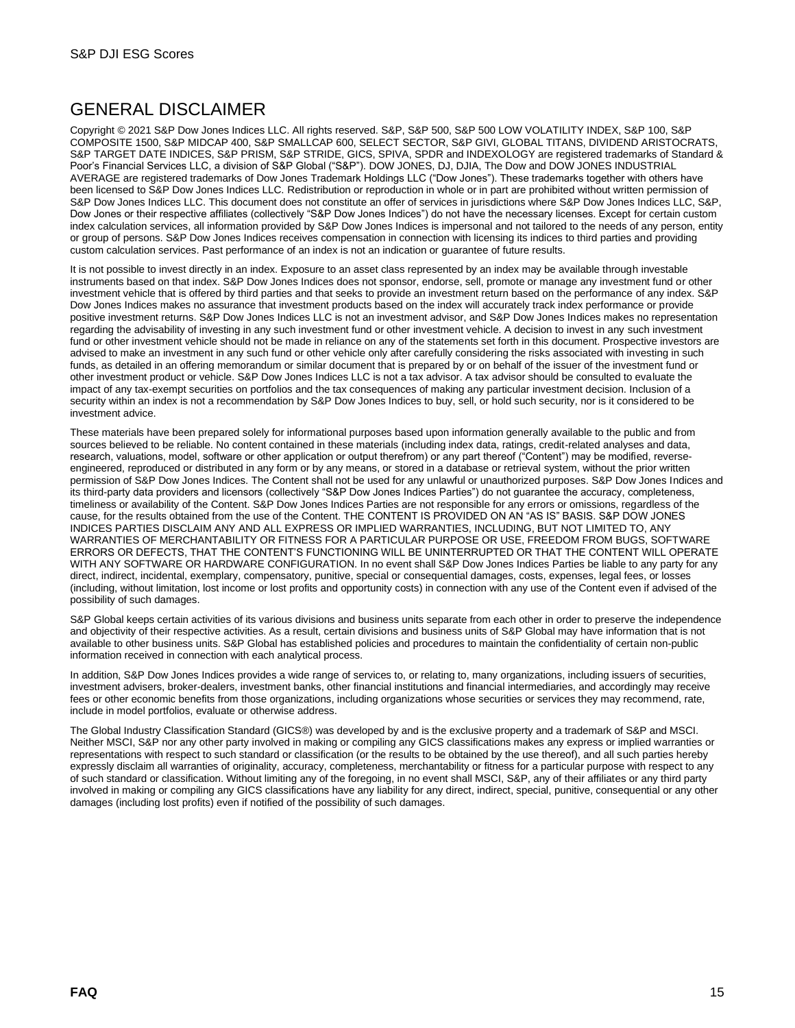# GENERAL DISCLAIMER

Copyright © 2021 S&P Dow Jones Indices LLC. All rights reserved. S&P, S&P 500, S&P 500 LOW VOLATILITY INDEX, S&P 100, S&P COMPOSITE 1500, S&P MIDCAP 400, S&P SMALLCAP 600, SELECT SECTOR, S&P GIVI, GLOBAL TITANS, DIVIDEND ARISTOCRATS, S&P TARGET DATE INDICES, S&P PRISM, S&P STRIDE, GICS, SPIVA, SPDR and INDEXOLOGY are registered trademarks of Standard & Poor's Financial Services LLC, a division of S&P Global ("S&P"). DOW JONES, DJ, DJIA, The Dow and DOW JONES INDUSTRIAL AVERAGE are registered trademarks of Dow Jones Trademark Holdings LLC ("Dow Jones"). These trademarks together with others have been licensed to S&P Dow Jones Indices LLC. Redistribution or reproduction in whole or in part are prohibited without written permission of S&P Dow Jones Indices LLC. This document does not constitute an offer of services in jurisdictions where S&P Dow Jones Indices LLC, S&P, Dow Jones or their respective affiliates (collectively "S&P Dow Jones Indices") do not have the necessary licenses. Except for certain custom index calculation services, all information provided by S&P Dow Jones Indices is impersonal and not tailored to the needs of any person, entity or group of persons. S&P Dow Jones Indices receives compensation in connection with licensing its indices to third parties and providing custom calculation services. Past performance of an index is not an indication or guarantee of future results.

It is not possible to invest directly in an index. Exposure to an asset class represented by an index may be available through investable instruments based on that index. S&P Dow Jones Indices does not sponsor, endorse, sell, promote or manage any investment fund or other investment vehicle that is offered by third parties and that seeks to provide an investment return based on the performance of any index. S&P Dow Jones Indices makes no assurance that investment products based on the index will accurately track index performance or provide positive investment returns. S&P Dow Jones Indices LLC is not an investment advisor, and S&P Dow Jones Indices makes no representation regarding the advisability of investing in any such investment fund or other investment vehicle. A decision to invest in any such investment fund or other investment vehicle should not be made in reliance on any of the statements set forth in this document. Prospective investors are advised to make an investment in any such fund or other vehicle only after carefully considering the risks associated with investing in such funds, as detailed in an offering memorandum or similar document that is prepared by or on behalf of the issuer of the investment fund or other investment product or vehicle. S&P Dow Jones Indices LLC is not a tax advisor. A tax advisor should be consulted to evaluate the impact of any tax-exempt securities on portfolios and the tax consequences of making any particular investment decision. Inclusion of a security within an index is not a recommendation by S&P Dow Jones Indices to buy, sell, or hold such security, nor is it considered to be investment advice.

These materials have been prepared solely for informational purposes based upon information generally available to the public and from sources believed to be reliable. No content contained in these materials (including index data, ratings, credit-related analyses and data, research, valuations, model, software or other application or output therefrom) or any part thereof ("Content") may be modified, reverse-engineered, reproduced or distributed in any form or by any means, or stored in a database or retrieval system, without the prior written permission of S&P Dow Jones Indices. The Content shall not be used for any unlawful or unauthorized purposes. S&P Dow Jones Indices and its third-party data providers and licensors (collectively "S&P Dow Jones Indices Parties") do not guarantee the accuracy, completeness, timeliness or availability of the Content. S&P Dow Jones Indices Parties are not responsible for any errors or omissions, regardless of the cause, for the results obtained from the use of the Content. THE CONTENT IS PROVIDED ON AN "AS IS" BASIS. S&P DOW JONES INDICES PARTIES DISCLAIM ANY AND ALL EXPRESS OR IMPLIED WARRANTIES, INCLUDING, BUT NOT LIMITED TO, ANY WARRANTIES OF MERCHANTABILITY OR FITNESS FOR A PARTICULAR PURPOSE OR USE, FREEDOM FROM BUGS, SOFTWARE ERRORS OR DEFECTS, THAT THE CONTENT'S FUNCTIONING WILL BE UNINTERRUPTED OR THAT THE CONTENT WILL OPERATE WITH ANY SOFTWARE OR HARDWARE CONFIGURATION. In no event shall S&P Dow Jones Indices Parties be liable to any party for any direct, indirect, incidental, exemplary, compensatory, punitive, special or consequential damages, costs, expenses, legal fees, or losses (including, without limitation, lost income or lost profits and opportunity costs) in connection with any use of the Content even if advised of the possibility of such damages.

S&P Global keeps certain activities of its various divisions and business units separate from each other in order to preserve the independence and objectivity of their respective activities. As a result, certain divisions and business units of S&P Global may have information that is not available to other business units. S&P Global has established policies and procedures to maintain the confidentiality of certain non-public information received in connection with each analytical process.

In addition, S&P Dow Jones Indices provides a wide range of services to, or relating to, many organizations, including issuers of securities, investment advisers, broker-dealers, investment banks, other financial institutions and financial intermediaries, and accordingly may receive fees or other economic benefits from those organizations, including organizations whose securities or services they may recommend, rate, include in model portfolios, evaluate or otherwise address.

The Global Industry Classification Standard (GICS®) was developed by and is the exclusive property and a trademark of S&P and MSCI. Neither MSCI, S&P nor any other party involved in making or compiling any GICS classifications makes any express or implied warranties or representations with respect to such standard or classification (or the results to be obtained by the use thereof), and all such parties hereby expressly disclaim all warranties of originality, accuracy, completeness, merchantability or fitness for a particular purpose with respect to any of such standard or classification. Without limiting any of the foregoing, in no event shall MSCI, S&P, any of their affiliates or any third party involved in making or compiling any GICS classifications have any liability for any direct, indirect, special, punitive, consequential or any other damages (including lost profits) even if notified of the possibility of such damages.